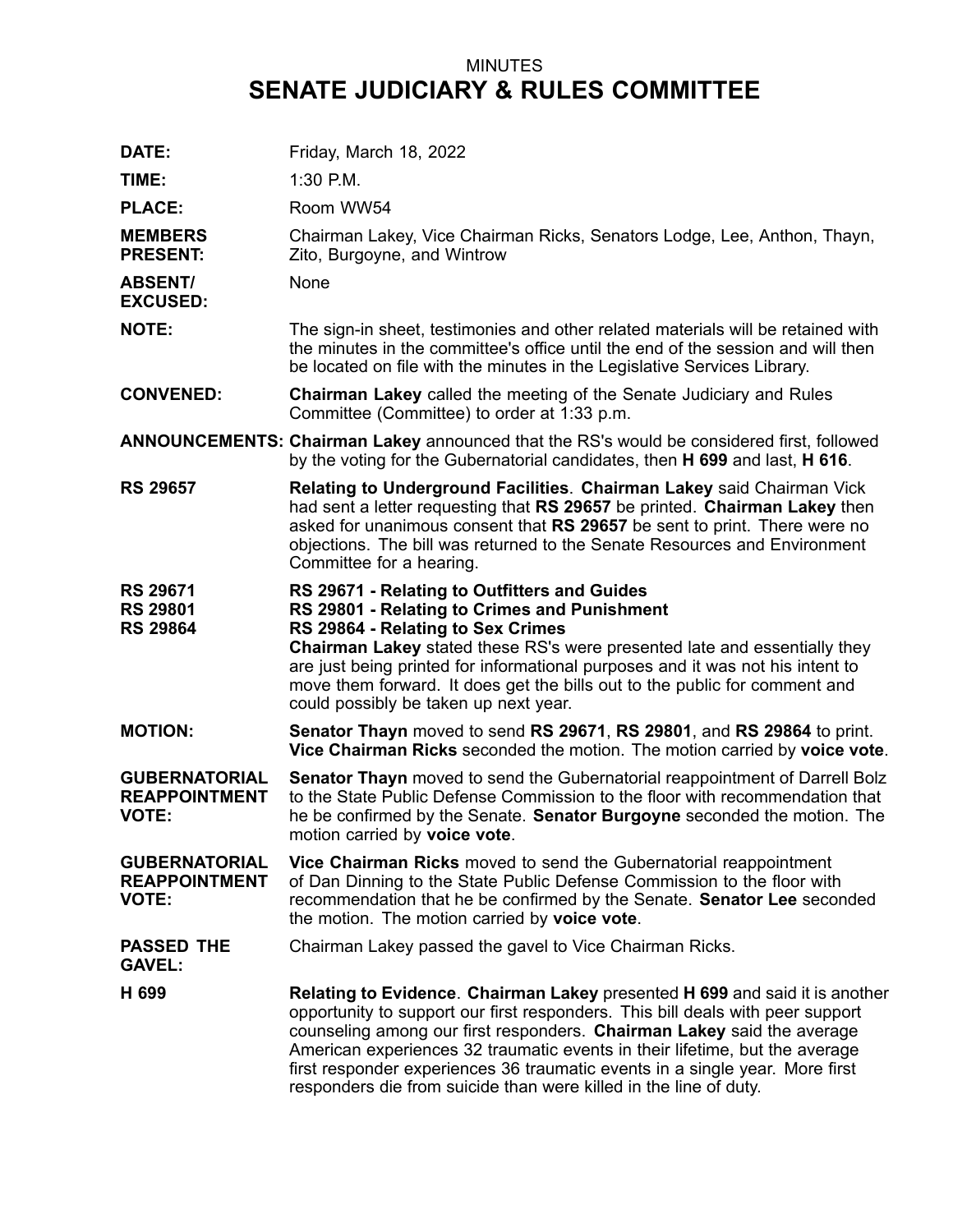MINUTES

# SENATE JUDICIARY & RULES COMMITTEE

**DATE:** Friday, March 18, 2022

**TIME:** 1:30 P.M.

**PLACE:** Room WW54

**MEMBERS PRESENT:** Chairman Lakey, Vice Chairman Ricks, Senators Lodge, Lee, Anthon, Thayn, Zito, Burgoyne, and Wintrow

**ABSENT/ EXCUSED:** None

**NOTE:** The sign-in sheet, testimonies and other related materials will be retained with the minutes in the committee's office until the end of the session and will then be located on file with the minutes in the Legislative Services Library.

**CONVENED:** **Chairman Lakey** called the meeting of the Senate Judiciary and Rules Committee (Committee) to order at 1:33 p.m.

**ANNOUNCEMENTS:** **Chairman Lakey** announced that the RS's would be considered first, followed by the voting for the Gubernatorial candidates, then **H 699** and last, **H 616**.

**RS 29657** **Relating to Underground Facilities**. **Chairman Lakey** said Chairman Vick had sent a letter requesting that **RS 29657** be printed. **Chairman Lakey** then asked for unanimous consent that **RS 29657** be sent to print. There were no objections. The bill was returned to the Senate Resources and Environment Committee for a hearing.

**RS 29671**
**RS 29801**
**RS 29864**

**RS 29671 - Relating to Outfitters and Guides**
**RS 29801 - Relating to Crimes and Punishment**
**RS 29864 - Relating to Sex Crimes**
**Chairman Lakey** stated these RS's were presented late and essentially they are just being printed for informational purposes and it was not his intent to move them forward. It does get the bills out to the public for comment and could possibly be taken up next year.

**MOTION:** **Senator Thayn** moved to send **RS 29671**, **RS 29801**, and **RS 29864** to print. **Vice Chairman Ricks** seconded the motion. The motion carried by **voice vote**.

**GUBERNATORIAL REAPPOINTMENT VOTE:** **Senator Thayn** moved to send the Gubernatorial reappointment of Darrell Bolz to the State Public Defense Commission to the floor with recommendation that he be confirmed by the Senate. **Senator Burgoyne** seconded the motion. The motion carried by **voice vote**.

**GUBERNATORIAL REAPPOINTMENT VOTE:** **Vice Chairman Ricks** moved to send the Gubernatorial reappointment of Dan Dinning to the State Public Defense Commission to the floor with recommendation that he be confirmed by the Senate. **Senator Lee** seconded the motion. The motion carried by **voice vote**.

**PASSED THE GAVEL:** Chairman Lakey passed the gavel to Vice Chairman Ricks.

**H 699** **Relating to Evidence**. **Chairman Lakey** presented **H 699** and said it is another opportunity to support our first responders. This bill deals with peer support counseling among our first responders. **Chairman Lakey** said the average American experiences 32 traumatic events in their lifetime, but the average first responder experiences 36 traumatic events in a single year. More first responders die from suicide than were killed in the line of duty.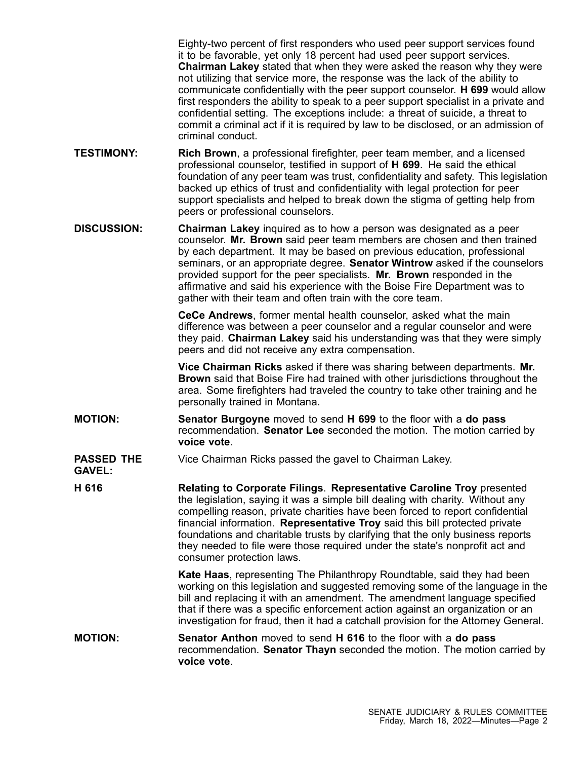Eighty-two percent of first responders who used peer support services found it to be favorable, yet only 18 percent had used peer support services. **Chairman Lakey** stated that when they were asked the reason why they were not utilizing that service more, the response was the lack of the ability to communicate confidentially with the peer support counselor. **H 699** would allow first responders the ability to speak to a peer support specialist in a private and confidential setting. The exceptions include: a threat of suicide, a threat to commit a criminal act if it is required by law to be disclosed, or an admission of criminal conduct.

**TESTIMONY:** **Rich Brown**, a professional firefighter, peer team member, and a licensed professional counselor, testified in support of **H 699**. He said the ethical foundation of any peer team was trust, confidentiality and safety. This legislation backed up ethics of trust and confidentiality with legal protection for peer support specialists and helped to break down the stigma of getting help from peers or professional counselors.

**DISCUSSION:** **Chairman Lakey** inquired as to how a person was designated as a peer counselor. **Mr. Brown** said peer team members are chosen and then trained by each department. It may be based on previous education, professional seminars, or an appropriate degree. **Senator Wintrow** asked if the counselors provided support for the peer specialists. **Mr. Brown** responded in the affirmative and said his experience with the Boise Fire Department was to gather with their team and often train with the core team.

**CeCe Andrews**, former mental health counselor, asked what the main difference was between a peer counselor and a regular counselor and were they paid. **Chairman Lakey** said his understanding was that they were simply peers and did not receive any extra compensation.

**Vice Chairman Ricks** asked if there was sharing between departments. **Mr. Brown** said that Boise Fire had trained with other jurisdictions throughout the area. Some firefighters had traveled the country to take other training and he personally trained in Montana.

**MOTION:** **Senator Burgoyne** moved to send **H 699** to the floor with a **do pass** recommendation. **Senator Lee** seconded the motion. The motion carried by **voice vote**.

**PASSED THE GAVEL:** Vice Chairman Ricks passed the gavel to Chairman Lakey.

**H 616** **Relating to Corporate Filings**. **Representative Caroline Troy** presented the legislation, saying it was a simple bill dealing with charity. Without any compelling reason, private charities have been forced to report confidential financial information. **Representative Troy** said this bill protected private foundations and charitable trusts by clarifying that the only business reports they needed to file were those required under the state's nonprofit act and consumer protection laws.

**Kate Haas**, representing The Philanthropy Roundtable, said they had been working on this legislation and suggested removing some of the language in the bill and replacing it with an amendment. The amendment language specified that if there was a specific enforcement action against an organization or an investigation for fraud, then it had a catchall provision for the Attorney General.

**MOTION:** **Senator Anthon** moved to send **H 616** to the floor with a **do pass** recommendation. **Senator Thayn** seconded the motion. The motion carried by **voice vote**.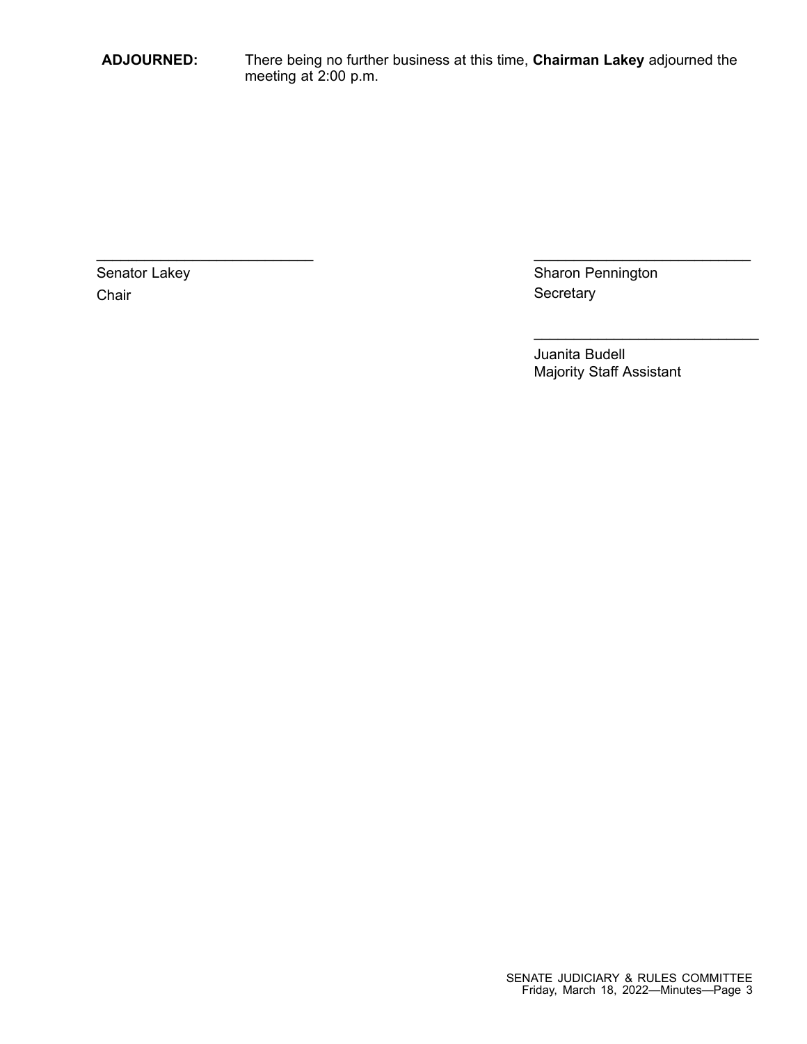**ADJOURNED:** There being no further business at this time, **Chairman Lakey** adjourned the meeting at 2:00 p.m.

| | |
|---|---|
| ___________________________ | ___________________________ |
| Senator Lakey | Sharon Pennington |
| Chair | Secretary |
| | ___________________________ |
| | Juanita Budell |
| | Majority Staff Assistant |